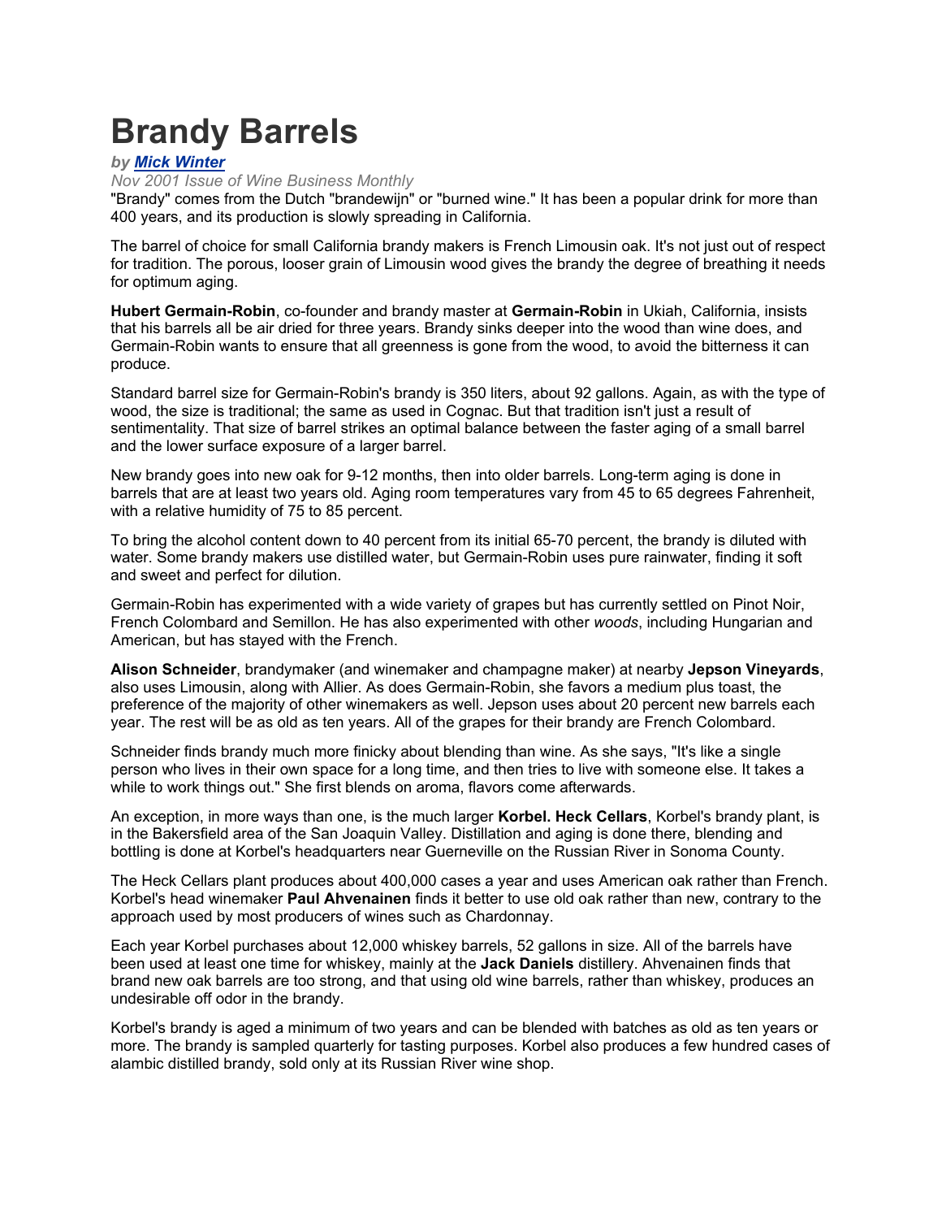# Brandy Barrels

***by [Mick Winter]()***

*Nov 2001 Issue of Wine Business Monthly*

"Brandy" comes from the Dutch "brandewijn" or "burned wine." It has been a popular drink for more than 400 years, and its production is slowly spreading in California.

The barrel of choice for small California brandy makers is French Limousin oak. It's not just out of respect for tradition. The porous, looser grain of Limousin wood gives the brandy the degree of breathing it needs for optimum aging.

**Hubert Germain-Robin**, co-founder and brandy master at **Germain-Robin** in Ukiah, California, insists that his barrels all be air dried for three years. Brandy sinks deeper into the wood than wine does, and Germain-Robin wants to ensure that all greenness is gone from the wood, to avoid the bitterness it can produce.

Standard barrel size for Germain-Robin's brandy is 350 liters, about 92 gallons. Again, as with the type of wood, the size is traditional; the same as used in Cognac. But that tradition isn't just a result of sentimentality. That size of barrel strikes an optimal balance between the faster aging of a small barrel and the lower surface exposure of a larger barrel.

New brandy goes into new oak for 9-12 months, then into older barrels. Long-term aging is done in barrels that are at least two years old. Aging room temperatures vary from 45 to 65 degrees Fahrenheit, with a relative humidity of 75 to 85 percent.

To bring the alcohol content down to 40 percent from its initial 65-70 percent, the brandy is diluted with water. Some brandy makers use distilled water, but Germain-Robin uses pure rainwater, finding it soft and sweet and perfect for dilution.

Germain-Robin has experimented with a wide variety of grapes but has currently settled on Pinot Noir, French Colombard and Semillon. He has also experimented with other *woods*, including Hungarian and American, but has stayed with the French.

**Alison Schneider**, brandymaker (and winemaker and champagne maker) at nearby **Jepson Vineyards**, also uses Limousin, along with Allier. As does Germain-Robin, she favors a medium plus toast, the preference of the majority of other winemakers as well. Jepson uses about 20 percent new barrels each year. The rest will be as old as ten years. All of the grapes for their brandy are French Colombard.

Schneider finds brandy much more finicky about blending than wine. As she says, "It's like a single person who lives in their own space for a long time, and then tries to live with someone else. It takes a while to work things out." She first blends on aroma, flavors come afterwards.

An exception, in more ways than one, is the much larger **Korbel. Heck Cellars**, Korbel's brandy plant, is in the Bakersfield area of the San Joaquin Valley. Distillation and aging is done there, blending and bottling is done at Korbel's headquarters near Guerneville on the Russian River in Sonoma County.

The Heck Cellars plant produces about 400,000 cases a year and uses American oak rather than French. Korbel's head winemaker **Paul Ahvenainen** finds it better to use old oak rather than new, contrary to the approach used by most producers of wines such as Chardonnay.

Each year Korbel purchases about 12,000 whiskey barrels, 52 gallons in size. All of the barrels have been used at least one time for whiskey, mainly at the **Jack Daniels** distillery. Ahvenainen finds that brand new oak barrels are too strong, and that using old wine barrels, rather than whiskey, produces an undesirable off odor in the brandy.

Korbel's brandy is aged a minimum of two years and can be blended with batches as old as ten years or more. The brandy is sampled quarterly for tasting purposes. Korbel also produces a few hundred cases of alambic distilled brandy, sold only at its Russian River wine shop.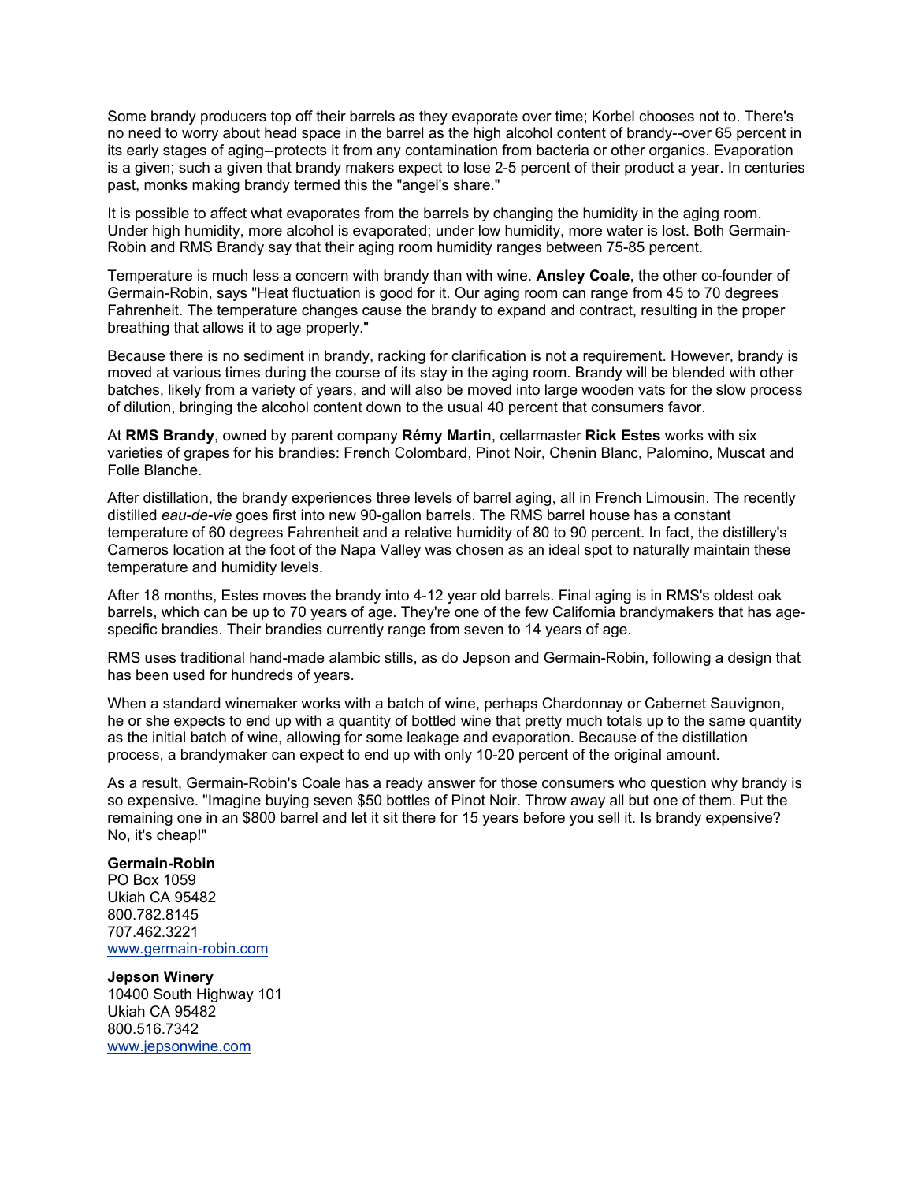Some brandy producers top off their barrels as they evaporate over time; Korbel chooses not to. There's no need to worry about head space in the barrel as the high alcohol content of brandy--over 65 percent in its early stages of aging--protects it from any contamination from bacteria or other organics. Evaporation is a given; such a given that brandy makers expect to lose 2-5 percent of their product a year. In centuries past, monks making brandy termed this the "angel's share."

It is possible to affect what evaporates from the barrels by changing the humidity in the aging room. Under high humidity, more alcohol is evaporated; under low humidity, more water is lost. Both Germain-Robin and RMS Brandy say that their aging room humidity ranges between 75-85 percent.

Temperature is much less a concern with brandy than with wine. **Ansley Coale**, the other co-founder of Germain-Robin, says "Heat fluctuation is good for it. Our aging room can range from 45 to 70 degrees Fahrenheit. The temperature changes cause the brandy to expand and contract, resulting in the proper breathing that allows it to age properly."

Because there is no sediment in brandy, racking for clarification is not a requirement. However, brandy is moved at various times during the course of its stay in the aging room. Brandy will be blended with other batches, likely from a variety of years, and will also be moved into large wooden vats for the slow process of dilution, bringing the alcohol content down to the usual 40 percent that consumers favor.

At **RMS Brandy**, owned by parent company **Rémy Martin**, cellarmaster **Rick Estes** works with six varieties of grapes for his brandies: French Colombard, Pinot Noir, Chenin Blanc, Palomino, Muscat and Folle Blanche.

After distillation, the brandy experiences three levels of barrel aging, all in French Limousin. The recently distilled *eau-de-vie* goes first into new 90-gallon barrels. The RMS barrel house has a constant temperature of 60 degrees Fahrenheit and a relative humidity of 80 to 90 percent. In fact, the distillery's Carneros location at the foot of the Napa Valley was chosen as an ideal spot to naturally maintain these temperature and humidity levels.

After 18 months, Estes moves the brandy into 4-12 year old barrels. Final aging is in RMS's oldest oak barrels, which can be up to 70 years of age. They're one of the few California brandymakers that has age-specific brandies. Their brandies currently range from seven to 14 years of age.

RMS uses traditional hand-made alambic stills, as do Jepson and Germain-Robin, following a design that has been used for hundreds of years.

When a standard winemaker works with a batch of wine, perhaps Chardonnay or Cabernet Sauvignon, he or she expects to end up with a quantity of bottled wine that pretty much totals up to the same quantity as the initial batch of wine, allowing for some leakage and evaporation. Because of the distillation process, a brandymaker can expect to end up with only 10-20 percent of the original amount.

As a result, Germain-Robin's Coale has a ready answer for those consumers who question why brandy is so expensive. "Imagine buying seven $50 bottles of Pinot Noir. Throw away all but one of them. Put the remaining one in an $800 barrel and let it sit there for 15 years before you sell it. Is brandy expensive? No, it's cheap!"

**Germain-Robin**
PO Box 1059
Ukiah CA 95482
800.782.8145
707.462.3221
www.germain-robin.com

**Jepson Winery**
10400 South Highway 101
Ukiah CA 95482
800.516.7342
www.jepsonwine.com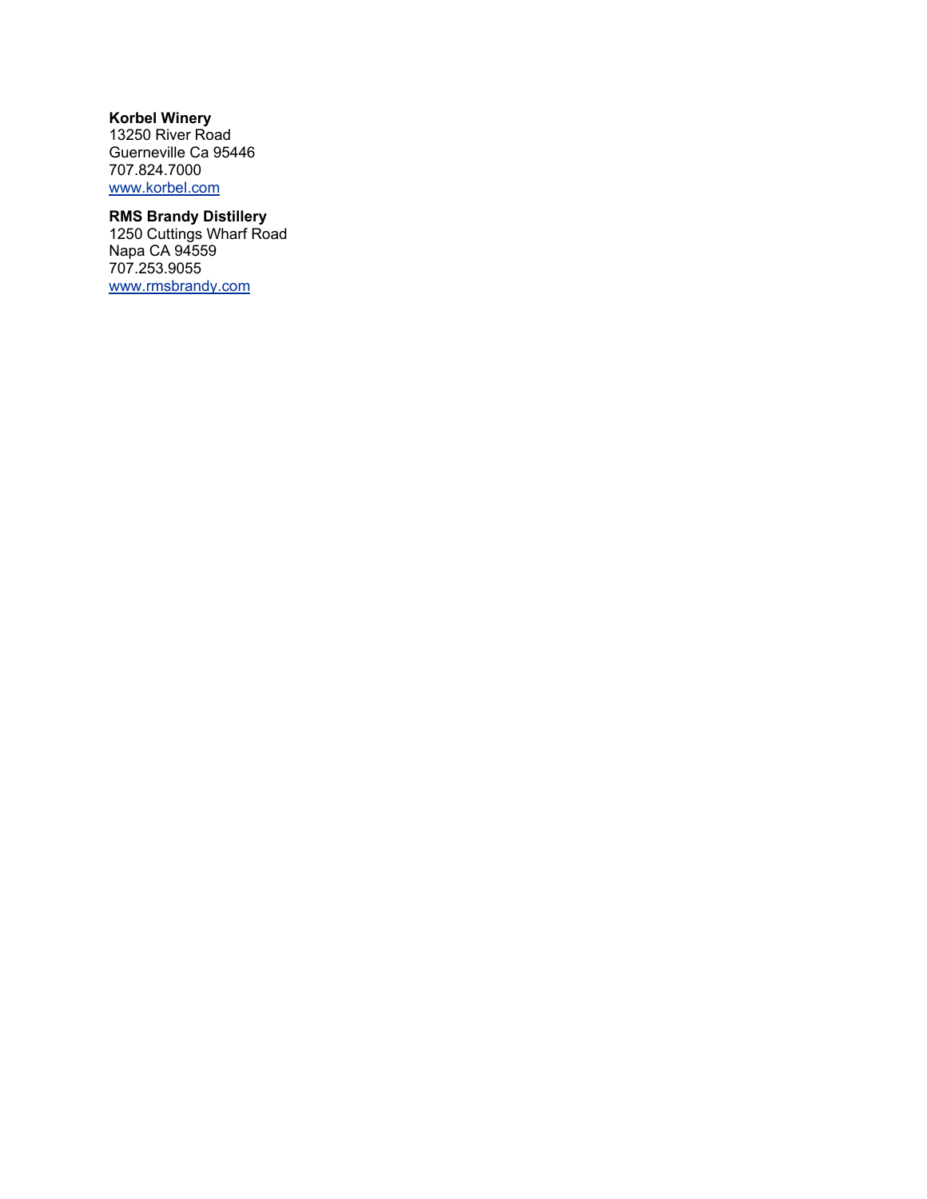**Korbel Winery**
13250 River Road
Guerneville Ca 95446
707.824.7000
www.korbel.com

**RMS Brandy Distillery**
1250 Cuttings Wharf Road
Napa CA 94559
707.253.9055
www.rmsbrandy.com